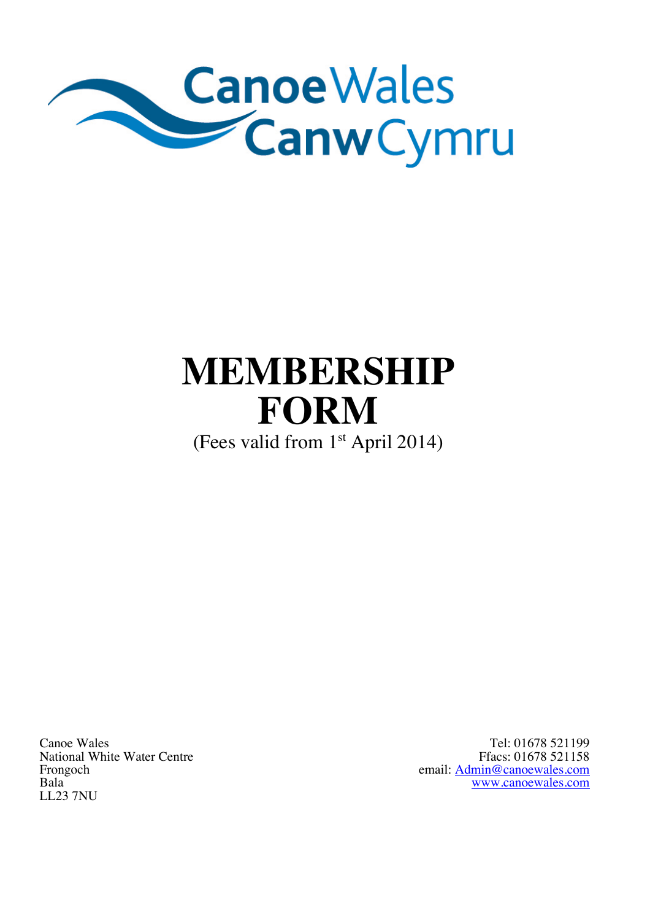Canoe Wales
Canw Cymru

# MEMBERSHIP FORM

(Fees valid from 1st April 2014)

Canoe Wales
National White Water Centre
Frongoch
Bala
LL23 7NU

Tel: 01678 521199
Ffacs: 01678 521158
email: Admin@canoewales.com
www.canoewales.com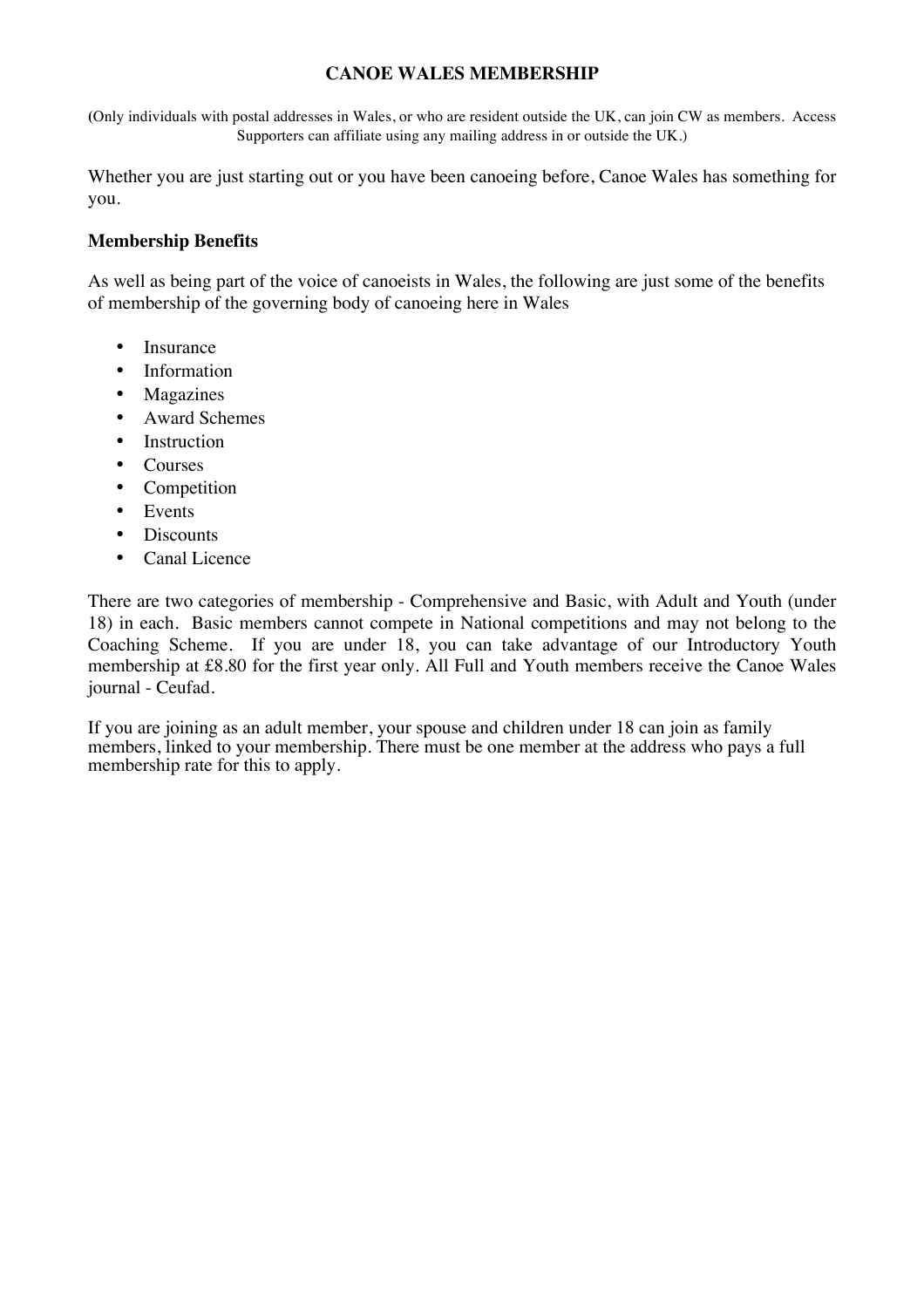# CANOE WALES MEMBERSHIP

(Only individuals with postal addresses in Wales, or who are resident outside the UK, can join CW as members. Access Supporters can affiliate using any mailing address in or outside the UK.)

Whether you are just starting out or you have been canoeing before, Canoe Wales has something for you.

### Membership Benefits

As well as being part of the voice of canoeists in Wales, the following are just some of the benefits of membership of the governing body of canoeing here in Wales

- Insurance
- Information
- Magazines
- Award Schemes
- Instruction
- Courses
- Competition
- Events
- Discounts
- Canal Licence

There are two categories of membership - Comprehensive and Basic, with Adult and Youth (under 18) in each. Basic members cannot compete in National competitions and may not belong to the Coaching Scheme. If you are under 18, you can take advantage of our Introductory Youth membership at £8.80 for the first year only. All Full and Youth members receive the Canoe Wales journal - Ceufad.

If you are joining as an adult member, your spouse and children under 18 can join as family members, linked to your membership. There must be one member at the address who pays a full membership rate for this to apply.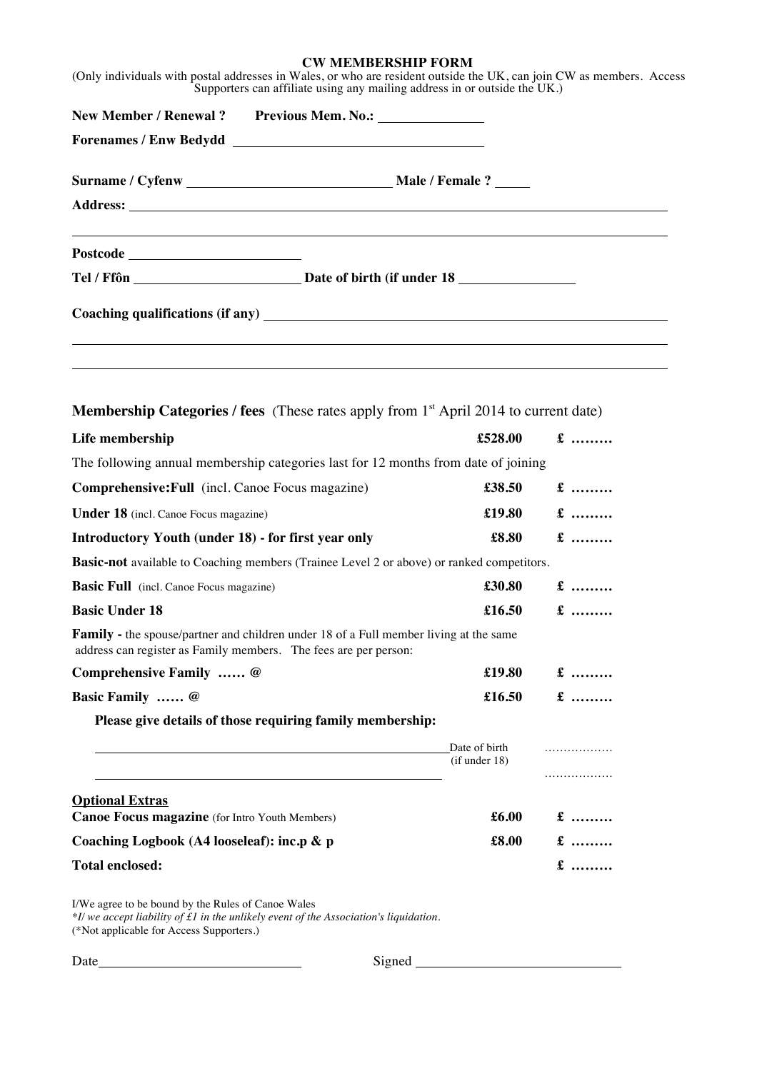# CW MEMBERSHIP FORM

(Only individuals with postal addresses in Wales, or who are resident outside the UK, can join CW as members. Access Supporters can affiliate using any mailing address in or outside the UK.)

**New Member / Renewal ?** **Previous Mem. No.:** ______________

**Forenames / Enw Bedydd** ______________________________

**Surname / Cyfenw** ______________________________ **Male / Female ?** _____

**Address:** ____________________________________________________________

____________________________________________________________

**Postcode** ______________________

**Tel / Ffôn** ______________________ **Date of birth (if under 18** ______________

**Coaching qualifications (if any)** ____________________________________________

____________________________________________________________

____________________________________________________________

**Membership Categories / fees** (These rates apply from 1st April 2014 to current date)

| | | |
|---|---|---|
| **Life membership** | **£528.00** | **£ ………** |
| The following annual membership categories last for 12 months from date of joining | | |
| **Comprehensive:Full** (incl. Canoe Focus magazine) | **£38.50** | **£ ………** |
| **Under 18** (incl. Canoe Focus magazine) | **£19.80** | **£ ………** |
| **Introductory Youth (under 18) - for first year only** | **£8.80** | **£ ………** |
| **Basic-not** available to Coaching members (Trainee Level 2 or above) or ranked competitors. | | |
| **Basic Full** (incl. Canoe Focus magazine) | **£30.80** | **£ ………** |
| **Basic Under 18** | **£16.50** | **£ ………** |
| **Family -** the spouse/partner and children under 18 of a Full member living at the same address can register as Family members. The fees are per person: | | |
| **Comprehensive Family …… @** | **£19.80** | **£ ………** |
| **Basic Family …… @** | **£16.50** | **£ ………** |

**Please give details of those requiring family membership:**

______________________________________________ Date of birth (if under 18) ………………

______________________________________________ ………………

**Optional Extras**

| | | |
|---|---|---|
| **Canoe Focus magazine** (for Intro Youth Members) | **£6.00** | **£ ………** |
| **Coaching Logbook (A4 looseleaf): inc.p & p** | **£8.00** | **£ ………** |
| **Total enclosed:** | | **£ ………** |

I/We agree to be bound by the Rules of Canoe Wales

*\*I/ we accept liability of £1 in the unlikely event of the Association's liquidation.*

(\*Not applicable for Access Supporters.)

Date ______________________ Signed ______________________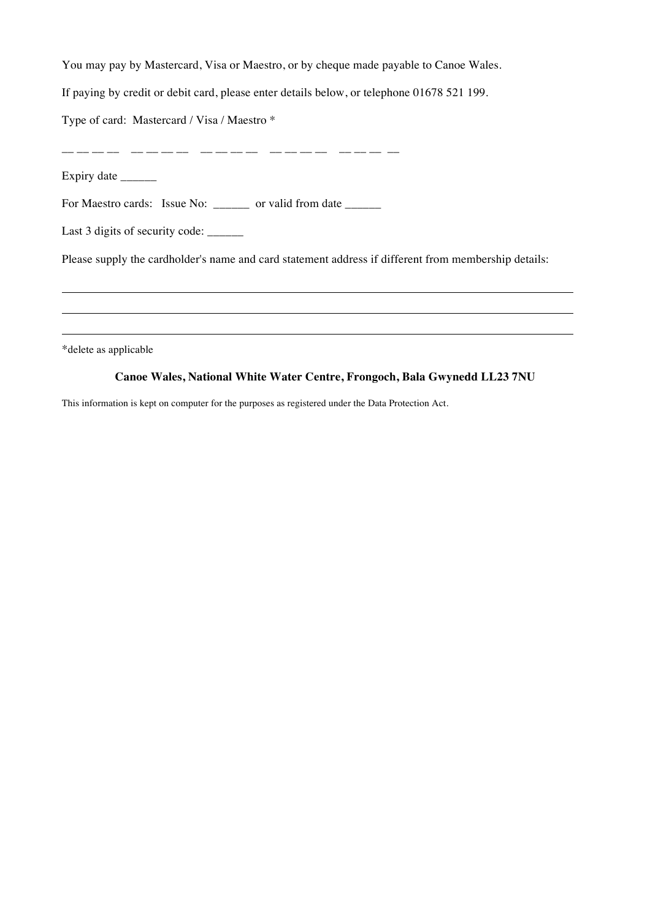You may pay by Mastercard, Visa or Maestro, or by cheque made payable to Canoe Wales.

If paying by credit or debit card, please enter details below, or telephone 01678 521 199.

Type of card: Mastercard / Visa / Maestro *

— — — —   — — — —   — — — —   — — — —   — — —  —

Expiry date ______

For Maestro cards: Issue No: ______ or valid from date ______

Last 3 digits of security code: ______

Please supply the cardholder's name and card statement address if different from membership details:

\_\_\_\_\_\_\_\_\_\_\_\_\_\_\_\_\_\_\_\_\_\_\_\_\_\_\_\_\_\_\_\_\_\_\_\_\_\_\_\_\_\_\_\_\_\_\_\_\_\_\_\_\_\_\_\_\_\_\_\_\_\_\_\_\_\_\_\_\_\_\_\_\_\_\_\_\_\_

\_\_\_\_\_\_\_\_\_\_\_\_\_\_\_\_\_\_\_\_\_\_\_\_\_\_\_\_\_\_\_\_\_\_\_\_\_\_\_\_\_\_\_\_\_\_\_\_\_\_\_\_\_\_\_\_\_\_\_\_\_\_\_\_\_\_\_\_\_\_\_\_\_\_\_\_\_\_

\_\_\_\_\_\_\_\_\_\_\_\_\_\_\_\_\_\_\_\_\_\_\_\_\_\_\_\_\_\_\_\_\_\_\_\_\_\_\_\_\_\_\_\_\_\_\_\_\_\_\_\_\_\_\_\_\_\_\_\_\_\_\_\_\_\_\_\_\_\_\_\_\_\_\_\_\_\_

*delete as applicable

**Canoe Wales, National White Water Centre, Frongoch, Bala Gwynedd LL23 7NU**

This information is kept on computer for the purposes as registered under the Data Protection Act.